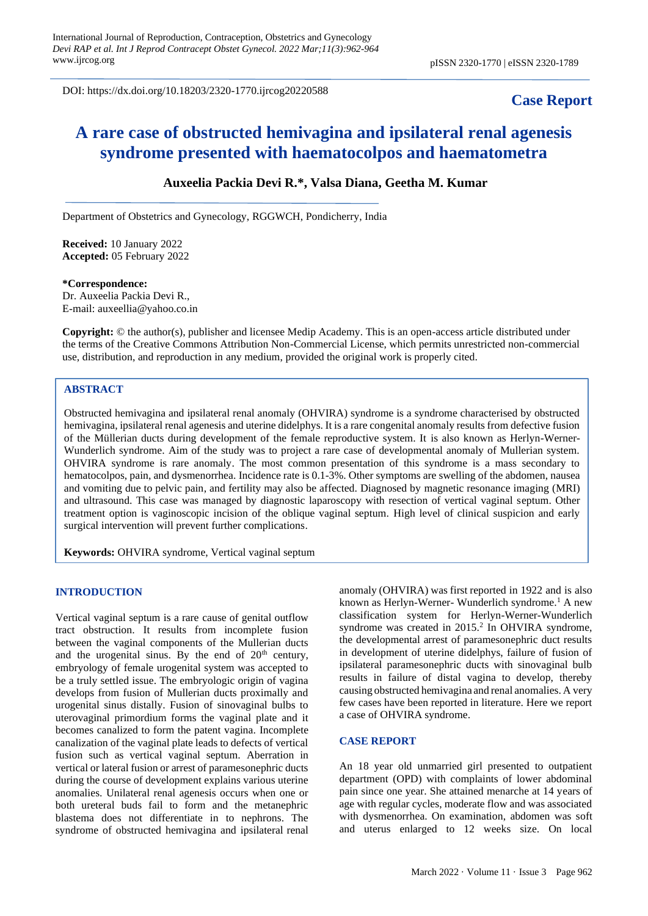DOI: https://dx.doi.org/10.18203/2320-1770.ijrcog20220588

**Case Report**

# A rare case of obstructed hemivagina and ipsilateral renal agenesis syndrome presented with haematocolpos and haematometra

**Auxeelia Packia Devi R.\*, Valsa Diana, Geetha M. Kumar**

Department of Obstetrics and Gynecology, RGGWCH, Pondicherry, India

**Received:** 10 January 2022
**Accepted:** 05 February 2022

**\*Correspondence:**
Dr. Auxeelia Packia Devi R.,
E-mail: auxeellia@yahoo.co.in

**Copyright:** © the author(s), publisher and licensee Medip Academy. This is an open-access article distributed under the terms of the Creative Commons Attribution Non-Commercial License, which permits unrestricted non-commercial use, distribution, and reproduction in any medium, provided the original work is properly cited.

## ABSTRACT

Obstructed hemivagina and ipsilateral renal anomaly (OHVIRA) syndrome is a syndrome characterised by obstructed hemivagina, ipsilateral renal agenesis and uterine didelphys. It is a rare congenital anomaly results from defective fusion of the Müllerian ducts during development of the female reproductive system. It is also known as Herlyn-Werner-Wunderlich syndrome. Aim of the study was to project a rare case of developmental anomaly of Mullerian system. OHVIRA syndrome is rare anomaly. The most common presentation of this syndrome is a mass secondary to hematocolpos, pain, and dysmenorrhea. Incidence rate is 0.1-3%. Other symptoms are swelling of the abdomen, nausea and vomiting due to pelvic pain, and fertility may also be affected. Diagnosed by magnetic resonance imaging (MRI) and ultrasound. This case was managed by diagnostic laparoscopy with resection of vertical vaginal septum. Other treatment option is vaginoscopic incision of the oblique vaginal septum. High level of clinical suspicion and early surgical intervention will prevent further complications.

**Keywords:** OHVIRA syndrome, Vertical vaginal septum

## INTRODUCTION

Vertical vaginal septum is a rare cause of genital outflow tract obstruction. It results from incomplete fusion between the vaginal components of the Mullerian ducts and the urogenital sinus. By the end of 20th century, embryology of female urogenital system was accepted to be a truly settled issue. The embryologic origin of vagina develops from fusion of Mullerian ducts proximally and urogenital sinus distally. Fusion of sinovaginal bulbs to uterovaginal primordium forms the vaginal plate and it becomes canalized to form the patent vagina. Incomplete canalization of the vaginal plate leads to defects of vertical fusion such as vertical vaginal septum. Aberration in vertical or lateral fusion or arrest of paramesonephric ducts during the course of development explains various uterine anomalies. Unilateral renal agenesis occurs when one or both ureteral buds fail to form and the metanephric blastema does not differentiate in to nephrons. The syndrome of obstructed hemivagina and ipsilateral renal anomaly (OHVIRA) was first reported in 1922 and is also known as Herlyn-Werner- Wunderlich syndrome.[1] A new classification system for Herlyn-Werner-Wunderlich syndrome was created in 2015.[2] In OHVIRA syndrome, the developmental arrest of paramesonephric duct results in development of uterine didelphys, failure of fusion of ipsilateral paramesonephric ducts with sinovaginal bulb results in failure of distal vagina to develop, thereby causing obstructed hemivagina and renal anomalies. A very few cases have been reported in literature. Here we report a case of OHVIRA syndrome.

## CASE REPORT

An 18 year old unmarried girl presented to outpatient department (OPD) with complaints of lower abdominal pain since one year. She attained menarche at 14 years of age with regular cycles, moderate flow and was associated with dysmenorrhea. On examination, abdomen was soft and uterus enlarged to 12 weeks size. On local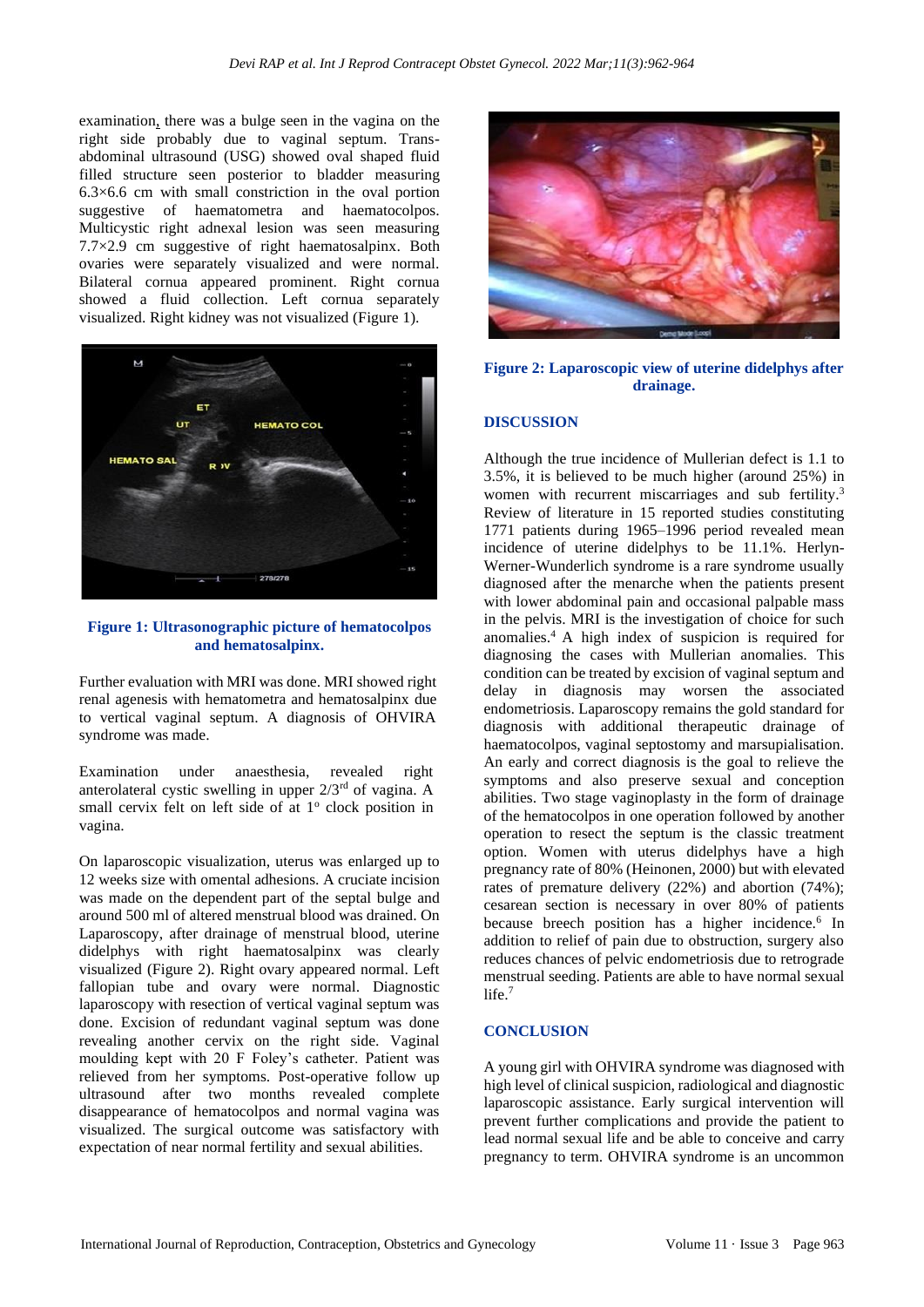examination, there was a bulge seen in the vagina on the right side probably due to vaginal septum. Trans-abdominal ultrasound (USG) showed oval shaped fluid filled structure seen posterior to bladder measuring 6.3×6.6 cm with small constriction in the oval portion suggestive of haematometra and haematocolpos. Multicystic right adnexal lesion was seen measuring 7.7×2.9 cm suggestive of right haematosalpinx. Both ovaries were separately visualized and were normal. Bilateral cornua appeared prominent. Right cornua showed a fluid collection. Left cornua separately visualized. Right kidney was not visualized (Figure 1).

**Figure 1: Ultrasonographic picture of hematocolpos and hematosalpinx.**

Further evaluation with MRI was done. MRI showed right renal agenesis with hematometra and hematosalpinx due to vertical vaginal septum. A diagnosis of OHVIRA syndrome was made.

Examination under anaesthesia, revealed right anterolateral cystic swelling in upper 2/3rd of vagina. A small cervix felt on left side of at 1° clock position in vagina.

On laparoscopic visualization, uterus was enlarged up to 12 weeks size with omental adhesions. A cruciate incision was made on the dependent part of the septal bulge and around 500 ml of altered menstrual blood was drained. On Laparoscopy, after drainage of menstrual blood, uterine didelphys with right haematosalpinx was clearly visualized (Figure 2). Right ovary appeared normal. Left fallopian tube and ovary were normal. Diagnostic laparoscopy with resection of vertical vaginal septum was done. Excision of redundant vaginal septum was done revealing another cervix on the right side. Vaginal moulding kept with 20 F Foley's catheter. Patient was relieved from her symptoms. Post-operative follow up ultrasound after two months revealed complete disappearance of hematocolpos and normal vagina was visualized. The surgical outcome was satisfactory with expectation of near normal fertility and sexual abilities.

**Figure 2: Laparoscopic view of uterine didelphys after drainage.**

## DISCUSSION

Although the true incidence of Mullerian defect is 1.1 to 3.5%, it is believed to be much higher (around 25%) in women with recurrent miscarriages and sub fertility.[3] Review of literature in 15 reported studies constituting 1771 patients during 1965–1996 period revealed mean incidence of uterine didelphys to be 11.1%. Herlyn-Werner-Wunderlich syndrome is a rare syndrome usually diagnosed after the menarche when the patients present with lower abdominal pain and occasional palpable mass in the pelvis. MRI is the investigation of choice for such anomalies.[4] A high index of suspicion is required for diagnosing the cases with Mullerian anomalies. This condition can be treated by excision of vaginal septum and delay in diagnosis may worsen the associated endometriosis. Laparoscopy remains the gold standard for diagnosis with additional therapeutic drainage of haematocolpos, vaginal septostomy and marsupialisation. An early and correct diagnosis is the goal to relieve the symptoms and also preserve sexual and conception abilities. Two stage vaginoplasty in the form of drainage of the hematocolpos in one operation followed by another operation to resect the septum is the classic treatment option. Women with uterus didelphys have a high pregnancy rate of 80% (Heinonen, 2000) but with elevated rates of premature delivery (22%) and abortion (74%); cesarean section is necessary in over 80% of patients because breech position has a higher incidence.[6] In addition to relief of pain due to obstruction, surgery also reduces chances of pelvic endometriosis due to retrograde menstrual seeding. Patients are able to have normal sexual life.[7]

## CONCLUSION

A young girl with OHVIRA syndrome was diagnosed with high level of clinical suspicion, radiological and diagnostic laparoscopic assistance. Early surgical intervention will prevent further complications and provide the patient to lead normal sexual life and be able to conceive and carry pregnancy to term. OHVIRA syndrome is an uncommon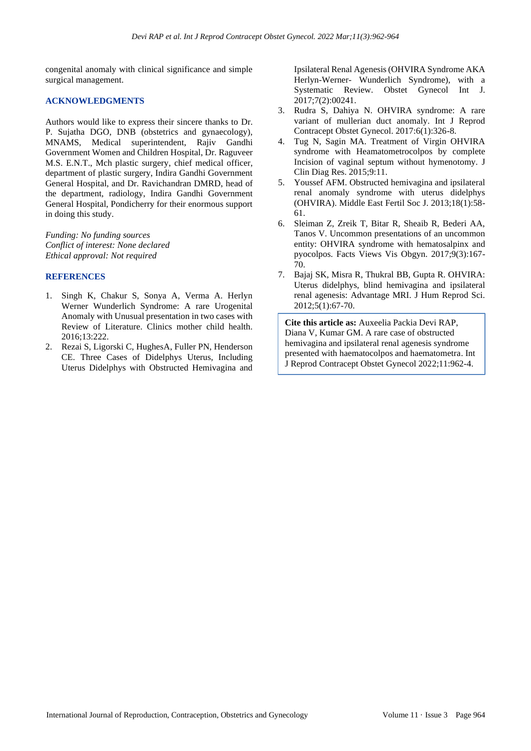congenital anomaly with clinical significance and simple surgical management.

## ACKNOWLEDGMENTS

Authors would like to express their sincere thanks to Dr. P. Sujatha DGO, DNB (obstetrics and gynaecology), MNAMS, Medical superintendent, Rajiv Gandhi Government Women and Children Hospital, Dr. Raguveer M.S. E.N.T., Mch plastic surgery, chief medical officer, department of plastic surgery, Indira Gandhi Government General Hospital, and Dr. Ravichandran DMRD, head of the department, radiology, Indira Gandhi Government General Hospital, Pondicherry for their enormous support in doing this study.

*Funding: No funding sources*
*Conflict of interest: None declared*
*Ethical approval: Not required*

## REFERENCES

1. Singh K, Chakur S, Sonya A, Verma A. Herlyn Werner Wunderlich Syndrome: A rare Urogenital Anomaly with Unusual presentation in two cases with Review of Literature. Clinics mother child health. 2016;13:222.
2. Rezai S, Ligorski C, HughesA, Fuller PN, Henderson CE. Three Cases of Didelphys Uterus, Including Uterus Didelphys with Obstructed Hemivagina and Ipsilateral Renal Agenesis (OHVIRA Syndrome AKA Herlyn-Werner- Wunderlich Syndrome), with a Systematic Review. Obstet Gynecol Int J. 2017;7(2):00241.
3. Rudra S, Dahiya N. OHVIRA syndrome: A rare variant of mullerian duct anomaly. Int J Reprod Contracept Obstet Gynecol. 2017:6(1):326-8.
4. Tug N, Sagin MA. Treatment of Virgin OHVIRA syndrome with Heamatometrocolpos by complete Incision of vaginal septum without hymenotomy. J Clin Diag Res. 2015;9:11.
5. Youssef AFM. Obstructed hemivagina and ipsilateral renal anomaly syndrome with uterus didelphys (OHVIRA). Middle East Fertil Soc J. 2013;18(1):58-61.
6. Sleiman Z, Zreik T, Bitar R, Sheaib R, Bederi AA, Tanos V. Uncommon presentations of an uncommon entity: OHVIRA syndrome with hematosalpinx and pyocolpos. Facts Views Vis Obgyn. 2017;9(3):167-70.
7. Bajaj SK, Misra R, Thukral BB, Gupta R. OHVIRA: Uterus didelphys, blind hemivagina and ipsilateral renal agenesis: Advantage MRI. J Hum Reprod Sci. 2012;5(1):67-70.

**Cite this article as:** Auxeelia Packia Devi RAP, Diana V, Kumar GM. A rare case of obstructed hemivagina and ipsilateral renal agenesis syndrome presented with haematocolpos and haematometra. Int J Reprod Contracept Obstet Gynecol 2022;11:962-4.